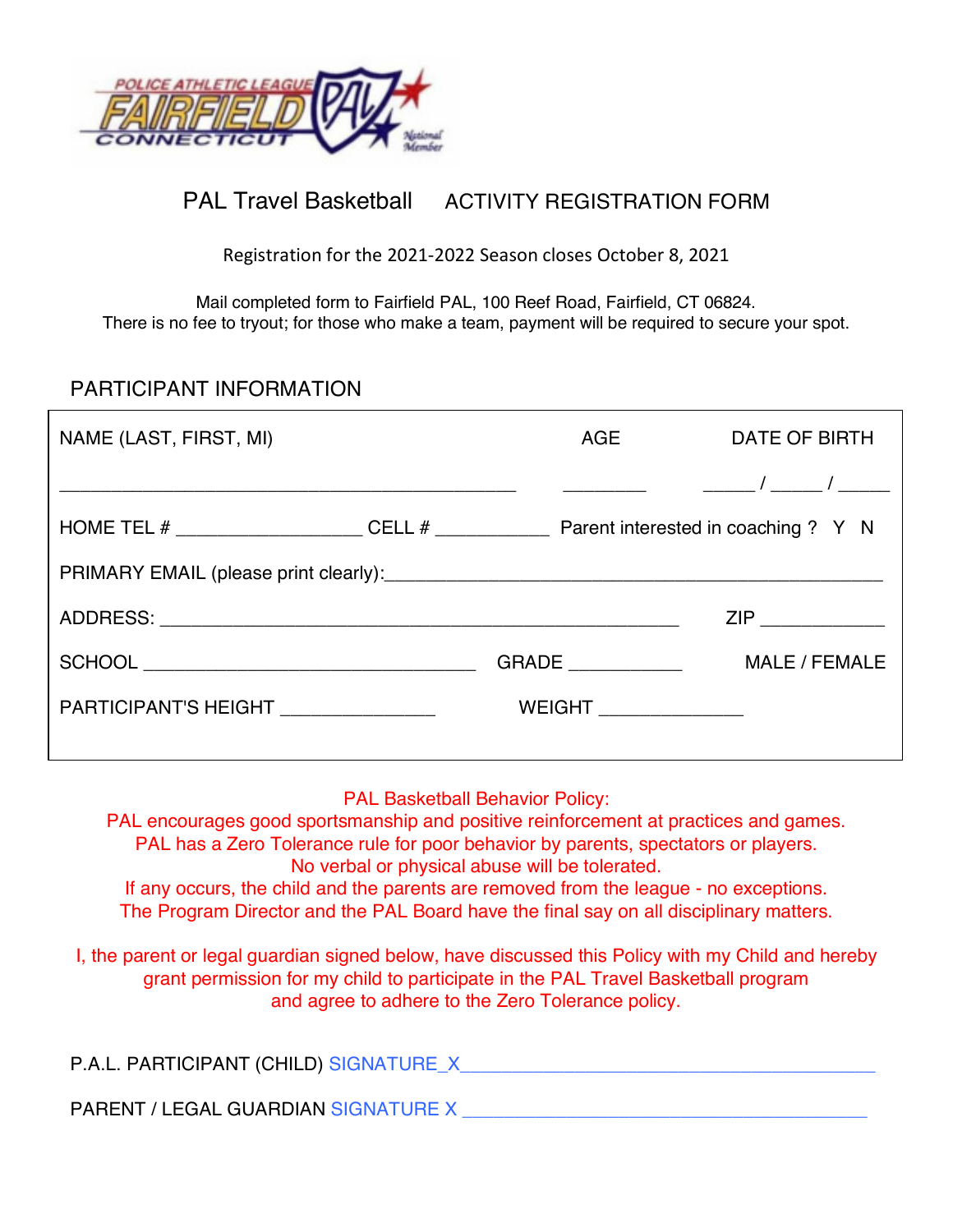# PAL Travel Basketball ACTIVITY REGISTRATION FORM

Registration for the 2021-2022 Season closes October 8, 2021

Mail completed form to Fairfield PAL, 100 Reef Road, Fairfield, CT 06824.
There is no fee to tryout; for those who make a team, payment will be required to secure your spot.

## PARTICIPANT INFORMATION

NAME (LAST, FIRST, MI) ____________________________________________ AGE ________ DATE OF BIRTH _____ / _____ / _____

HOME TEL # _________________ CELL # ___________ Parent interested in coaching ? Y N

PRIMARY EMAIL (please print clearly):_______________________________________________

ADDRESS: ___________________________________________________ ZIP ____________

SCHOOL ________________________________ GRADE ___________ MALE / FEMALE

PARTICIPANT'S HEIGHT _______________ WEIGHT ______________

PAL Basketball Behavior Policy:
PAL encourages good sportsmanship and positive reinforcement at practices and games.
PAL has a Zero Tolerance rule for poor behavior by parents, spectators or players.
No verbal or physical abuse will be tolerated.
If any occurs, the child and the parents are removed from the league - no exceptions.
The Program Director and the PAL Board have the final say on all disciplinary matters.

I, the parent or legal guardian signed below, have discussed this Policy with my Child and hereby grant permission for my child to participate in the PAL Travel Basketball program and agree to adhere to the Zero Tolerance policy.

P.A.L. PARTICIPANT (CHILD) SIGNATURE_X________________________________________

PARENT / LEGAL GUARDIAN SIGNATURE X ________________________________________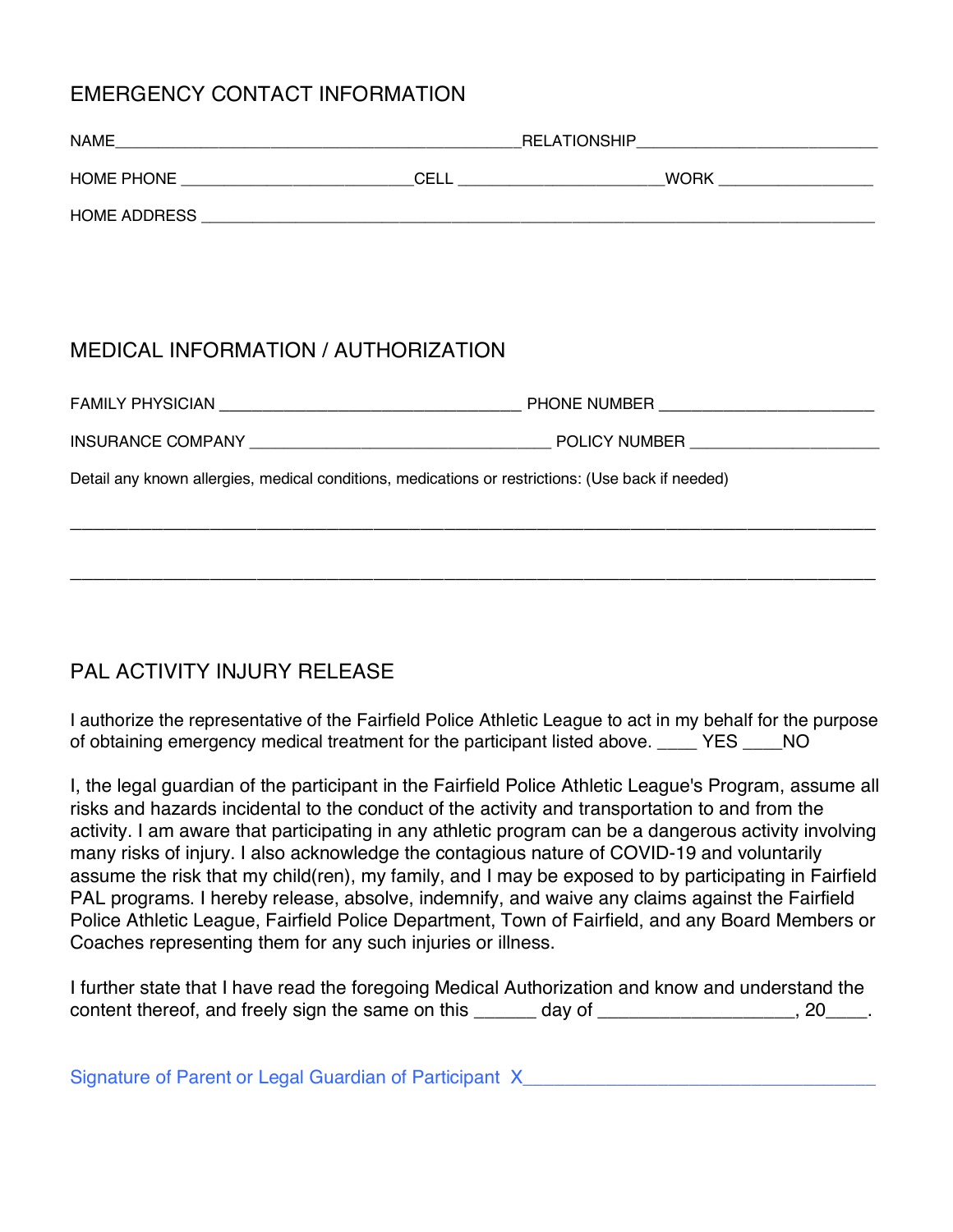## EMERGENCY CONTACT INFORMATION

NAME_______________________________________________RELATIONSHIP___________________________

HOME PHONE __________________________CELL _______________________WORK _________________

HOME ADDRESS ___________________________________________________________________________

## MEDICAL INFORMATION / AUTHORIZATION

FAMILY PHYSICIAN _________________________________ PHONE NUMBER ________________________

INSURANCE COMPANY _________________________________ POLICY NUMBER _____________________

Detail any known allergies, medical conditions, medications or restrictions: (Use back if needed)

______________________________________________________________________________________

______________________________________________________________________________________

## PAL ACTIVITY INJURY RELEASE

I authorize the representative of the Fairfield Police Athletic League to act in my behalf for the purpose of obtaining emergency medical treatment for the participant listed above. ____ YES ____NO

I, the legal guardian of the participant in the Fairfield Police Athletic League's Program, assume all risks and hazards incidental to the conduct of the activity and transportation to and from the activity. I am aware that participating in any athletic program can be a dangerous activity involving many risks of injury. I also acknowledge the contagious nature of COVID-19 and voluntarily assume the risk that my child(ren), my family, and I may be exposed to by participating in Fairfield PAL programs. I hereby release, absolve, indemnify, and waive any claims against the Fairfield Police Athletic League, Fairfield Police Department, Town of Fairfield, and any Board Members or Coaches representing them for any such injuries or illness.

I further state that I have read the foregoing Medical Authorization and know and understand the content thereof, and freely sign the same on this ______ day of ___________________, 20____.

Signature of Parent or Legal Guardian of Participant X_________________________________